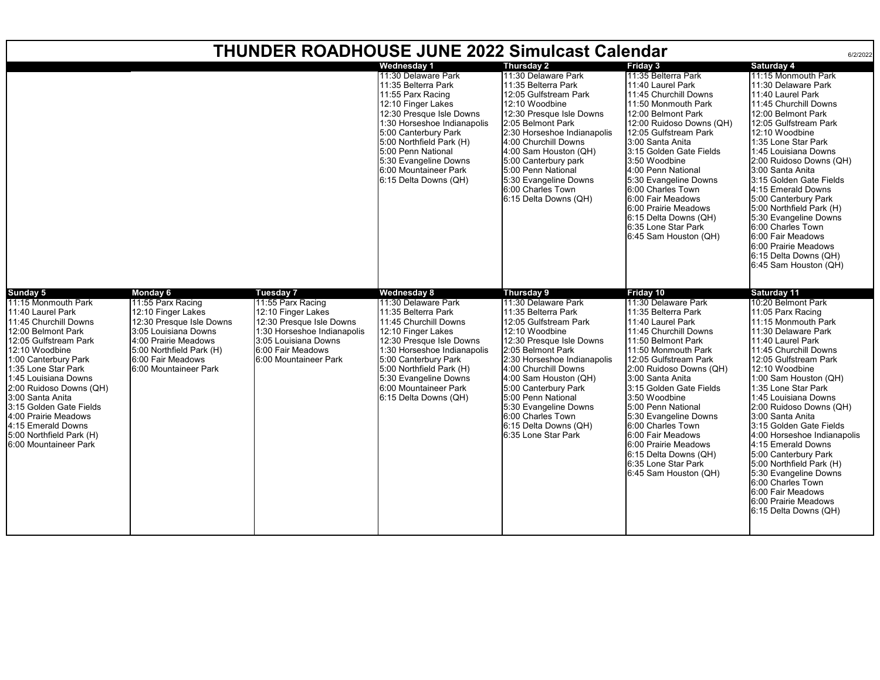# THUNDER ROADHOUSE JUNE 2022 Simulcast Calendar

6/2/2022

| Sunday | Monday | Tuesday | Wednesday 1 | Thursday 2 | Friday 3 | Saturday 4 |
|---|---|---|---|---|---|---|
| | | | 11:30 Delaware Park<br>11:35 Belterra Park<br>11:55 Parx Racing<br>12:10 Finger Lakes<br>12:30 Presque Isle Downs<br>1:30 Horseshoe Indianapolis<br>5:00 Canterbury Park<br>5:00 Northfield Park (H)<br>5:00 Penn National<br>5:30 Evangeline Downs<br>6:00 Mountaineer Park<br>6:15 Delta Downs (QH) | 11:30 Delaware Park<br>11:35 Belterra Park<br>12:05 Gulfstream Park<br>12:10 Woodbine<br>12:30 Presque Isle Downs<br>2:05 Belmont Park<br>2:30 Horseshoe Indianapolis<br>4:00 Churchill Downs<br>4:00 Sam Houston (QH)<br>5:00 Canterbury park<br>5:00 Penn National<br>5:30 Evangeline Downs<br>6:00 Charles Town<br>6:15 Delta Downs (QH) | 11:35 Belterra Park<br>11:40 Laurel Park<br>11:45 Churchill Downs<br>11:50 Monmouth Park<br>12:00 Belmont Park<br>12:00 Ruidoso Downs (QH)<br>12:05 Gulfstream Park<br>3:00 Santa Anita<br>3:15 Golden Gate Fields<br>3:50 Woodbine<br>4:00 Penn National<br>5:30 Evangeline Downs<br>6:00 Charles Town<br>6:00 Fair Meadows<br>6:00 Prairie Meadows<br>6:15 Delta Downs (QH)<br>6:35 Lone Star Park<br>6:45 Sam Houston (QH) | 11:15 Monmouth Park<br>11:30 Delaware Park<br>11:40 Laurel Park<br>11:45 Churchill Downs<br>12:00 Belmont Park<br>12:05 Gulfstream Park<br>12:10 Woodbine<br>1:35 Lone Star Park<br>1:45 Louisiana Downs<br>2:00 Ruidoso Downs (QH)<br>3:00 Santa Anita<br>3:15 Golden Gate Fields<br>4:15 Emerald Downs<br>5:00 Canterbury Park<br>5:00 Northfield Park (H)<br>5:30 Evangeline Downs<br>6:00 Charles Town<br>6:00 Fair Meadows<br>6:00 Prairie Meadows<br>6:15 Delta Downs (QH)<br>6:45 Sam Houston (QH) |
| **Sunday 5** | **Monday 6** | **Tuesday 7** | **Wednesday 8** | **Thursday 9** | **Friday 10** | **Saturday 11** |
| 11:15 Monmouth Park<br>11:40 Laurel Park<br>11:45 Churchill Downs<br>12:00 Belmont Park<br>12:05 Gulfstream Park<br>12:10 Woodbine<br>1:00 Canterbury Park<br>1:35 Lone Star Park<br>1:45 Louisiana Downs<br>2:00 Ruidoso Downs (QH)<br>3:00 Santa Anita<br>3:15 Golden Gate Fields<br>4:00 Prairie Meadows<br>4:15 Emerald Downs<br>5:00 Northfield Park (H)<br>6:00 Mountaineer Park | 11:55 Parx Racing<br>12:10 Finger Lakes<br>12:30 Presque Isle Downs<br>3:05 Louisiana Downs<br>4:00 Prairie Meadows<br>5:00 Northfield Park (H)<br>6:00 Fair Meadows<br>6:00 Mountaineer Park | 11:55 Parx Racing<br>12:10 Finger Lakes<br>12:30 Presque Isle Downs<br>1:30 Horseshoe Indianapolis<br>3:05 Louisiana Downs<br>6:00 Fair Meadows<br>6:00 Mountaineer Park | 11:30 Delaware Park<br>11:35 Belterra Park<br>11:45 Churchill Downs<br>12:10 Finger Lakes<br>12:30 Presque Isle Downs<br>1:30 Horseshoe Indianapolis<br>5:00 Canterbury Park<br>5:00 Northfield Park (H)<br>5:30 Evangeline Downs<br>6:00 Mountaineer Park<br>6:15 Delta Downs (QH) | 11:30 Delaware Park<br>11:35 Belterra Park<br>12:05 Gulfstream Park<br>12:10 Woodbine<br>12:30 Presque Isle Downs<br>2:05 Belmont Park<br>2:30 Horseshoe Indianapolis<br>4:00 Churchill Downs<br>4:00 Sam Houston (QH)<br>5:00 Canterbury Park<br>5:00 Penn National<br>5:30 Evangeline Downs<br>6:00 Charles Town<br>6:15 Delta Downs (QH)<br>6:35 Lone Star Park | 11:30 Delaware Park<br>11:35 Belterra Park<br>11:40 Laurel Park<br>11:45 Churchill Downs<br>11:50 Monmouth Park<br>11:50 Belmont Park<br>12:05 Gulfstream Park<br>2:00 Ruidoso Downs (QH)<br>3:00 Santa Anita<br>3:15 Golden Gate Fields<br>3:50 Woodbine<br>5:00 Penn National<br>5:30 Evangeline Downs<br>6:00 Charles Town<br>6:00 Fair Meadows<br>6:00 Prairie Meadows<br>6:15 Delta Downs (QH)<br>6:35 Lone Star Park<br>6:45 Sam Houston (QH) | 10:20 Belmont Park<br>11:05 Parx Racing<br>11:15 Monmouth Park<br>11:30 Delaware Park<br>11:40 Laurel Park<br>11:45 Churchill Downs<br>12:05 Gulfstream Park<br>12:10 Woodbine<br>1:00 Sam Houston (QH)<br>1:35 Lone Star Park<br>1:45 Louisiana Downs<br>2:00 Ruidoso Downs (QH)<br>3:00 Santa Anita<br>3:15 Golden Gate Fields<br>4:00 Horseshoe Indianapolis<br>4:15 Emerald Downs<br>5:00 Canterbury Park<br>5:00 Northfield Park (H)<br>5:30 Evangeline Downs<br>6:00 Charles Town<br>6:00 Fair Meadows<br>6:00 Prairie Meadows<br>6:15 Delta Downs (QH) |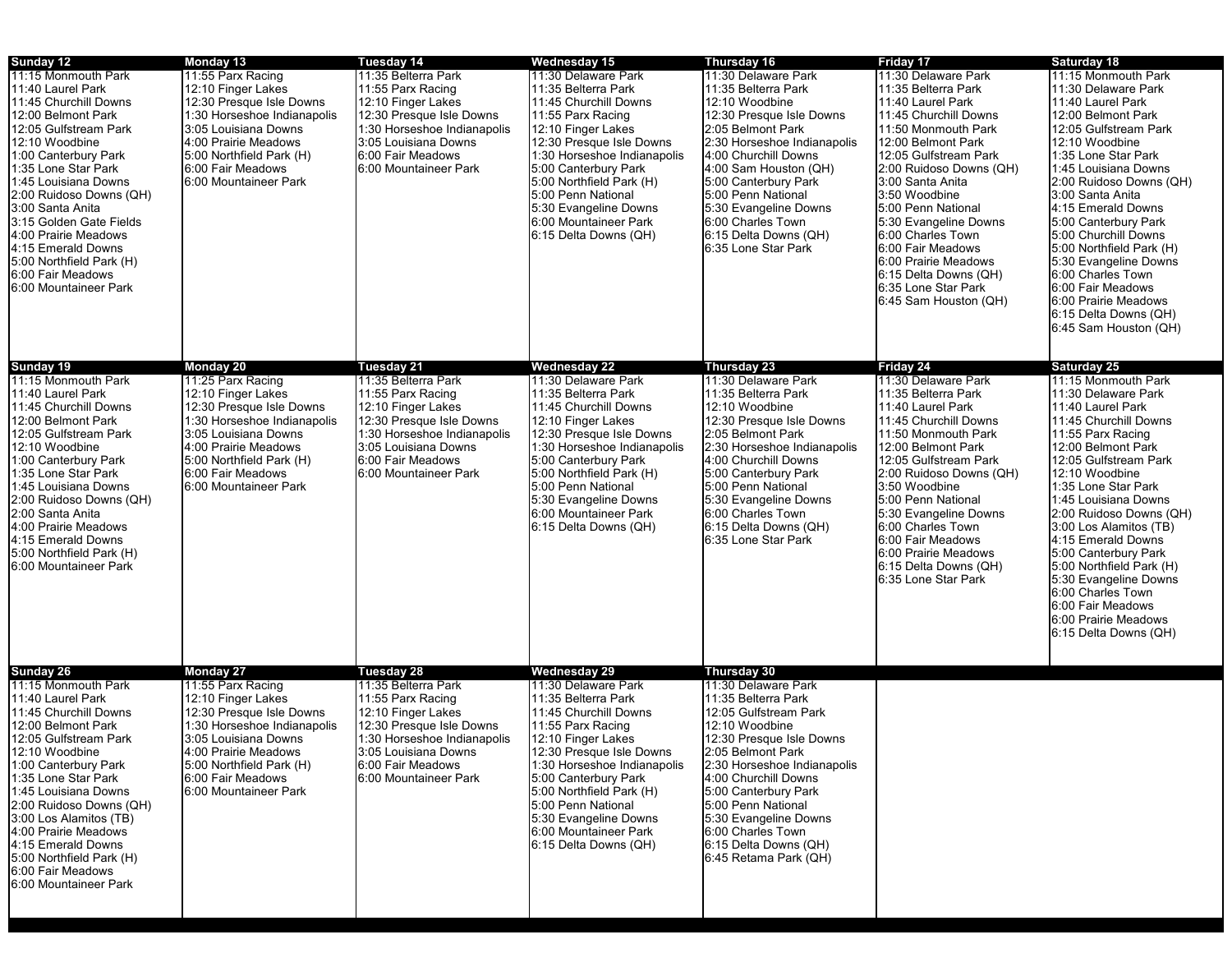| Sunday 12 | Monday 13 | Tuesday 14 | Wednesday 15 | Thursday 16 | Friday 17 | Saturday 18 |
|---|---|---|---|---|---|---|
| 11:15 Monmouth Park<br>11:40 Laurel Park<br>11:45 Churchill Downs<br>12:00 Belmont Park<br>12:05 Gulfstream Park<br>12:10 Woodbine<br>1:00 Canterbury Park<br>1:35 Lone Star Park<br>1:45 Louisiana Downs<br>2:00 Ruidoso Downs (QH)<br>3:00 Santa Anita<br>3:15 Golden Gate Fields<br>4:00 Prairie Meadows<br>4:15 Emerald Downs<br>5:00 Northfield Park (H)<br>6:00 Fair Meadows<br>6:00 Mountaineer Park | 11:55 Parx Racing<br>12:10 Finger Lakes<br>12:30 Presque Isle Downs<br>1:30 Horseshoe Indianapolis<br>3:05 Louisiana Downs<br>4:00 Prairie Meadows<br>5:00 Northfield Park (H)<br>6:00 Fair Meadows<br>6:00 Mountaineer Park | 11:35 Belterra Park<br>11:55 Parx Racing<br>12:10 Finger Lakes<br>12:30 Presque Isle Downs<br>1:30 Horseshoe Indianapolis<br>3:05 Louisiana Downs<br>6:00 Fair Meadows<br>6:00 Mountaineer Park | 11:30 Delaware Park<br>11:35 Belterra Park<br>11:45 Churchill Downs<br>11:55 Parx Racing<br>12:10 Finger Lakes<br>12:30 Presque Isle Downs<br>1:30 Horseshoe Indianapolis<br>5:00 Canterbury Park<br>5:00 Northfield Park (H)<br>5:00 Penn National<br>5:30 Evangeline Downs<br>6:00 Mountaineer Park<br>6:15 Delta Downs (QH) | 11:30 Delaware Park<br>11:35 Belterra Park<br>12:10 Woodbine<br>12:30 Presque Isle Downs<br>2:05 Belmont Park<br>2:30 Horseshoe Indianapolis<br>4:00 Churchill Downs<br>4:00 Sam Houston (QH)<br>5:00 Canterbury Park<br>5:00 Penn National<br>5:30 Evangeline Downs<br>6:00 Charles Town<br>6:15 Delta Downs (QH)<br>6:35 Lone Star Park | 11:30 Delaware Park<br>11:35 Belterra Park<br>11:40 Laurel Park<br>11:45 Churchill Downs<br>11:50 Monmouth Park<br>12:00 Belmont Park<br>12:05 Gulfstream Park<br>2:00 Ruidoso Downs (QH)<br>3:00 Santa Anita<br>3:50 Woodbine<br>5:00 Penn National<br>5:30 Evangeline Downs<br>6:00 Charles Town<br>6:00 Fair Meadows<br>6:00 Prairie Meadows<br>6:15 Delta Downs (QH)<br>6:35 Lone Star Park<br>6:45 Sam Houston (QH) | 11:15 Monmouth Park<br>11:30 Delaware Park<br>11:40 Laurel Park<br>12:00 Belmont Park<br>12:05 Gulfstream Park<br>12:10 Woodbine<br>1:35 Lone Star Park<br>1:45 Louisiana Downs<br>2:00 Ruidoso Downs (QH)<br>3:00 Santa Anita<br>4:15 Emerald Downs<br>5:00 Canterbury Park<br>5:00 Churchill Downs<br>5:00 Northfield Park (H)<br>5:30 Evangeline Downs<br>6:00 Charles Town<br>6:00 Fair Meadows<br>6:00 Prairie Meadows<br>6:15 Delta Downs (QH)<br>6:45 Sam Houston (QH) |
| **Sunday 19** | **Monday 20** | **Tuesday 21** | **Wednesday 22** | **Thursday 23** | **Friday 24** | **Saturday 25** |
| 11:15 Monmouth Park<br>11:40 Laurel Park<br>11:45 Churchill Downs<br>12:00 Belmont Park<br>12:05 Gulfstream Park<br>12:10 Woodbine<br>1:00 Canterbury Park<br>1:35 Lone Star Park<br>1:45 Louisiana Downs<br>2:00 Ruidoso Downs (QH)<br>2:00 Santa Anita<br>4:00 Prairie Meadows<br>4:15 Emerald Downs<br>5:00 Northfield Park (H)<br>6:00 Mountaineer Park | 11:25 Parx Racing<br>12:10 Finger Lakes<br>12:30 Presque Isle Downs<br>1:30 Horseshoe Indianapolis<br>3:05 Louisiana Downs<br>4:00 Prairie Meadows<br>5:00 Northfield Park (H)<br>6:00 Fair Meadows<br>6:00 Mountaineer Park | 11:35 Belterra Park<br>11:55 Parx Racing<br>12:10 Finger Lakes<br>12:30 Presque Isle Downs<br>1:30 Horseshoe Indianapolis<br>3:05 Louisiana Downs<br>6:00 Fair Meadows<br>6:00 Mountaineer Park | 11:30 Delaware Park<br>11:35 Belterra Park<br>11:45 Churchill Downs<br>12:10 Finger Lakes<br>12:30 Presque Isle Downs<br>1:30 Horseshoe Indianapolis<br>5:00 Canterbury Park<br>5:00 Northfield Park (H)<br>5:00 Penn National<br>5:30 Evangeline Downs<br>6:00 Mountaineer Park<br>6:15 Delta Downs (QH) | 11:30 Delaware Park<br>11:35 Belterra Park<br>12:10 Woodbine<br>12:30 Presque Isle Downs<br>2:05 Belmont Park<br>2:30 Horseshoe Indianapolis<br>4:00 Churchill Downs<br>5:00 Canterbury Park<br>5:00 Penn National<br>5:30 Evangeline Downs<br>6:00 Charles Town<br>6:15 Delta Downs (QH)<br>6:35 Lone Star Park | 11:30 Delaware Park<br>11:35 Belterra Park<br>11:40 Laurel Park<br>11:45 Churchill Downs<br>11:50 Monmouth Park<br>12:00 Belmont Park<br>12:05 Gulfstream Park<br>2:00 Ruidoso Downs (QH)<br>3:50 Woodbine<br>5:00 Penn National<br>5:30 Evangeline Downs<br>6:00 Charles Town<br>6:00 Fair Meadows<br>6:00 Prairie Meadows<br>6:15 Delta Downs (QH)<br>6:35 Lone Star Park | 11:15 Monmouth Park<br>11:30 Delaware Park<br>11:40 Laurel Park<br>11:45 Churchill Downs<br>11:55 Parx Racing<br>12:00 Belmont Park<br>12:05 Gulfstream Park<br>12:10 Woodbine<br>1:35 Lone Star Park<br>1:45 Louisiana Downs<br>2:00 Ruidoso Downs (QH)<br>3:00 Los Alamitos (TB)<br>4:15 Emerald Downs<br>5:00 Canterbury Park<br>5:00 Northfield Park (H)<br>5:30 Evangeline Downs<br>6:00 Charles Town<br>6:00 Fair Meadows<br>6:00 Prairie Meadows<br>6:15 Delta Downs (QH) |
| **Sunday 26** | **Monday 27** | **Tuesday 28** | **Wednesday 29** | **Thursday 30** | | |
| 11:15 Monmouth Park<br>11:40 Laurel Park<br>11:45 Churchill Downs<br>12:00 Belmont Park<br>12:05 Gulfstream Park<br>12:10 Woodbine<br>1:00 Canterbury Park<br>1:35 Lone Star Park<br>1:45 Louisiana Downs<br>2:00 Ruidoso Downs (QH)<br>3:00 Los Alamitos (TB)<br>4:00 Prairie Meadows<br>4:15 Emerald Downs<br>5:00 Northfield Park (H)<br>6:00 Fair Meadows<br>6:00 Mountaineer Park | 11:55 Parx Racing<br>12:10 Finger Lakes<br>12:30 Presque Isle Downs<br>1:30 Horseshoe Indianapolis<br>3:05 Louisiana Downs<br>4:00 Prairie Meadows<br>5:00 Northfield Park (H)<br>6:00 Fair Meadows<br>6:00 Mountaineer Park | 11:35 Belterra Park<br>11:55 Parx Racing<br>12:10 Finger Lakes<br>12:30 Presque Isle Downs<br>1:30 Horseshoe Indianapolis<br>3:05 Louisiana Downs<br>6:00 Fair Meadows<br>6:00 Mountaineer Park | 11:30 Delaware Park<br>11:35 Belterra Park<br>11:45 Churchill Downs<br>11:55 Parx Racing<br>12:10 Finger Lakes<br>12:30 Presque Isle Downs<br>1:30 Horseshoe Indianapolis<br>5:00 Canterbury Park<br>5:00 Northfield Park (H)<br>5:00 Penn National<br>5:30 Evangeline Downs<br>6:00 Mountaineer Park<br>6:15 Delta Downs (QH) | 11:30 Delaware Park<br>11:35 Belterra Park<br>12:05 Gulfstream Park<br>12:10 Woodbine<br>12:30 Presque Isle Downs<br>2:05 Belmont Park<br>2:30 Horseshoe Indianapolis<br>4:00 Churchill Downs<br>5:00 Canterbury Park<br>5:00 Penn National<br>5:30 Evangeline Downs<br>6:00 Charles Town<br>6:15 Delta Downs (QH)<br>6:45 Retama Park (QH) | | |